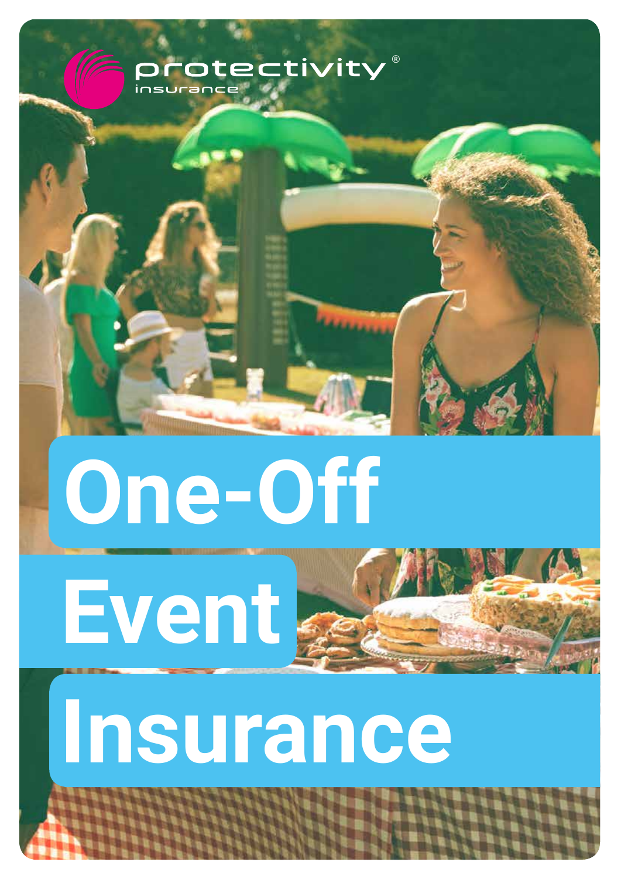protectivity® insurance

# One-Off Event Insurance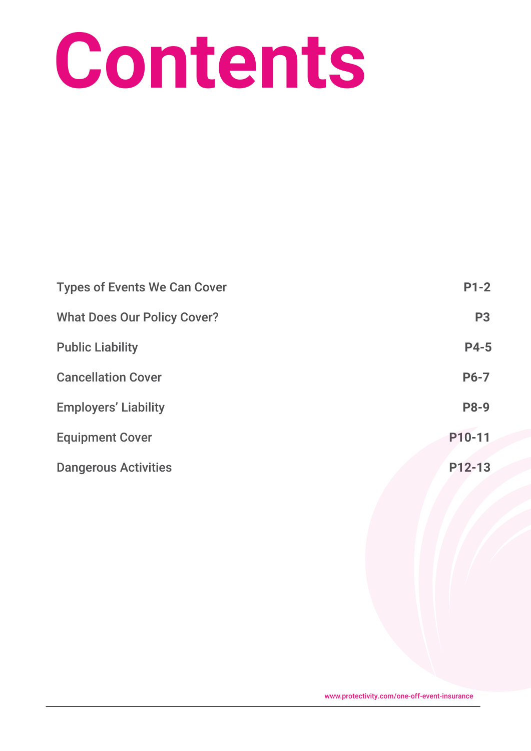# Contents

| | |
|---|---|
| Types of Events We Can Cover | P1-2 |
| What Does Our Policy Cover? | P3 |
| Public Liability | P4-5 |
| Cancellation Cover | P6-7 |
| Employers' Liability | P8-9 |
| Equipment Cover | P10-11 |
| Dangerous Activities | P12-13 |

www.protectivity.com/one-off-event-insurance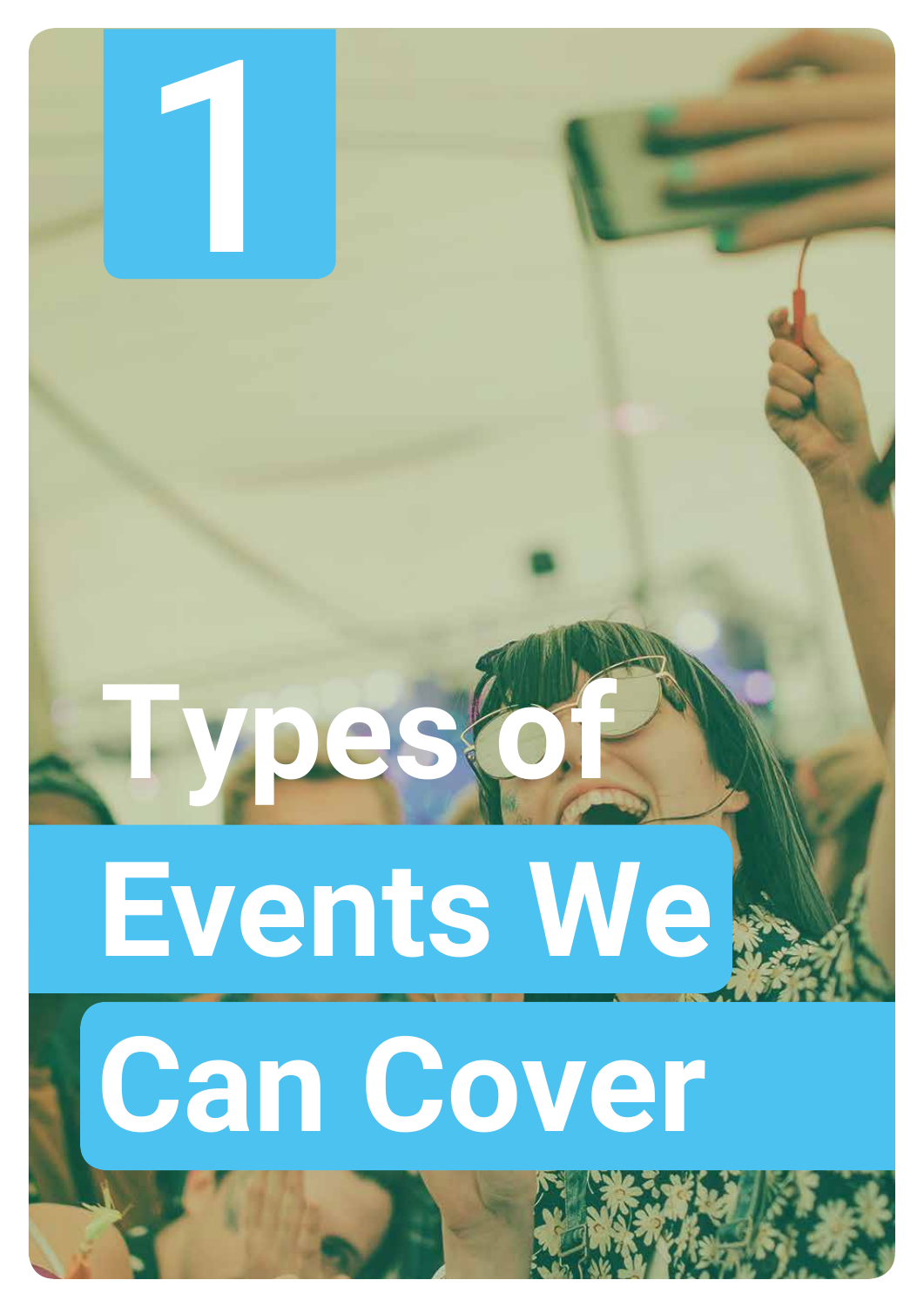# 1

# Types of Events We Can Cover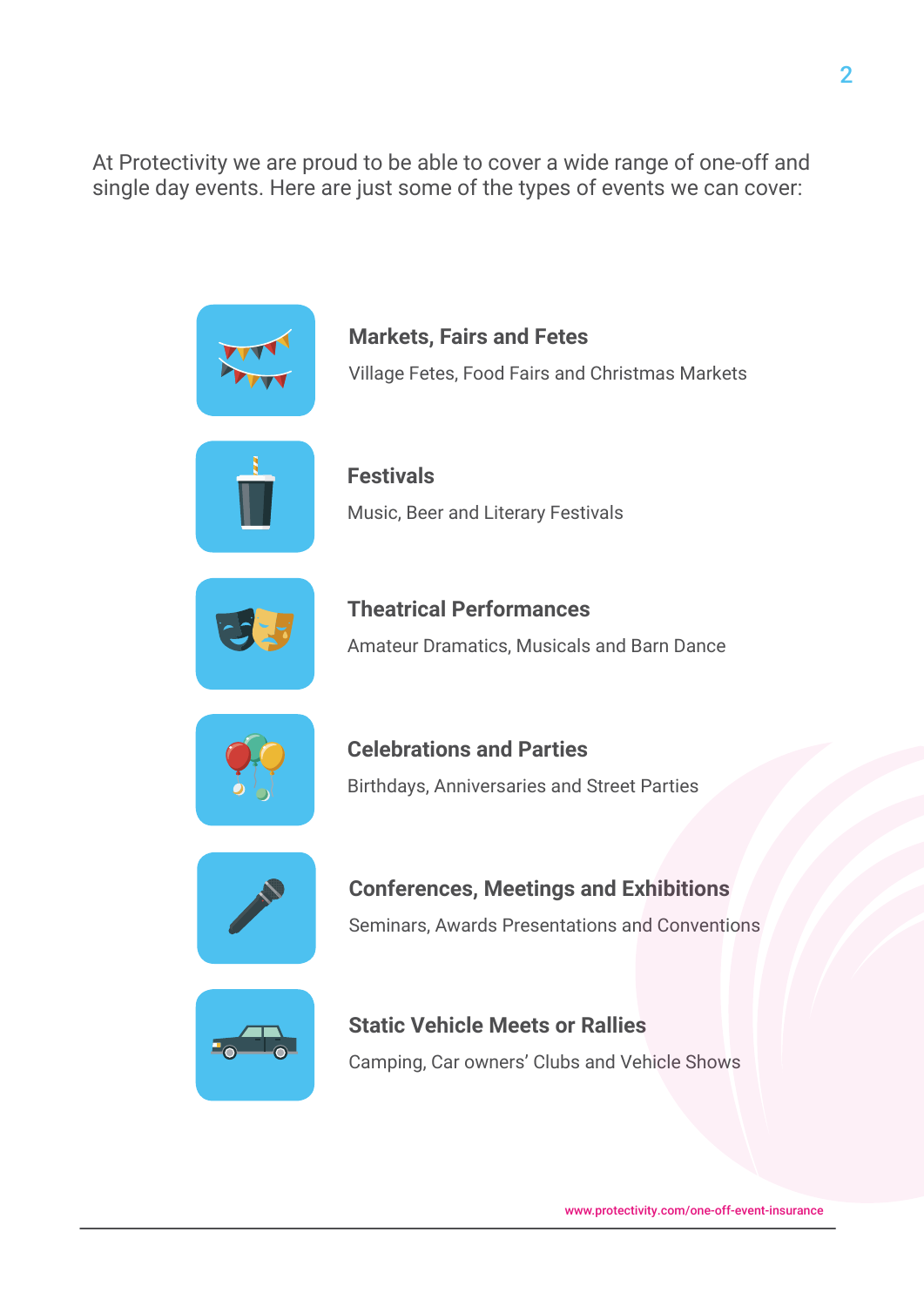At Protectivity we are proud to be able to cover a wide range of one-off and single day events. Here are just some of the types of events we can cover:

### Markets, Fairs and Fetes

Village Fetes, Food Fairs and Christmas Markets

### Festivals

Music, Beer and Literary Festivals

### Theatrical Performances

Amateur Dramatics, Musicals and Barn Dance

### Celebrations and Parties

Birthdays, Anniversaries and Street Parties

### Conferences, Meetings and Exhibitions

Seminars, Awards Presentations and Conventions

### Static Vehicle Meets or Rallies

Camping, Car owners' Clubs and Vehicle Shows

www.protectivity.com/one-off-event-insurance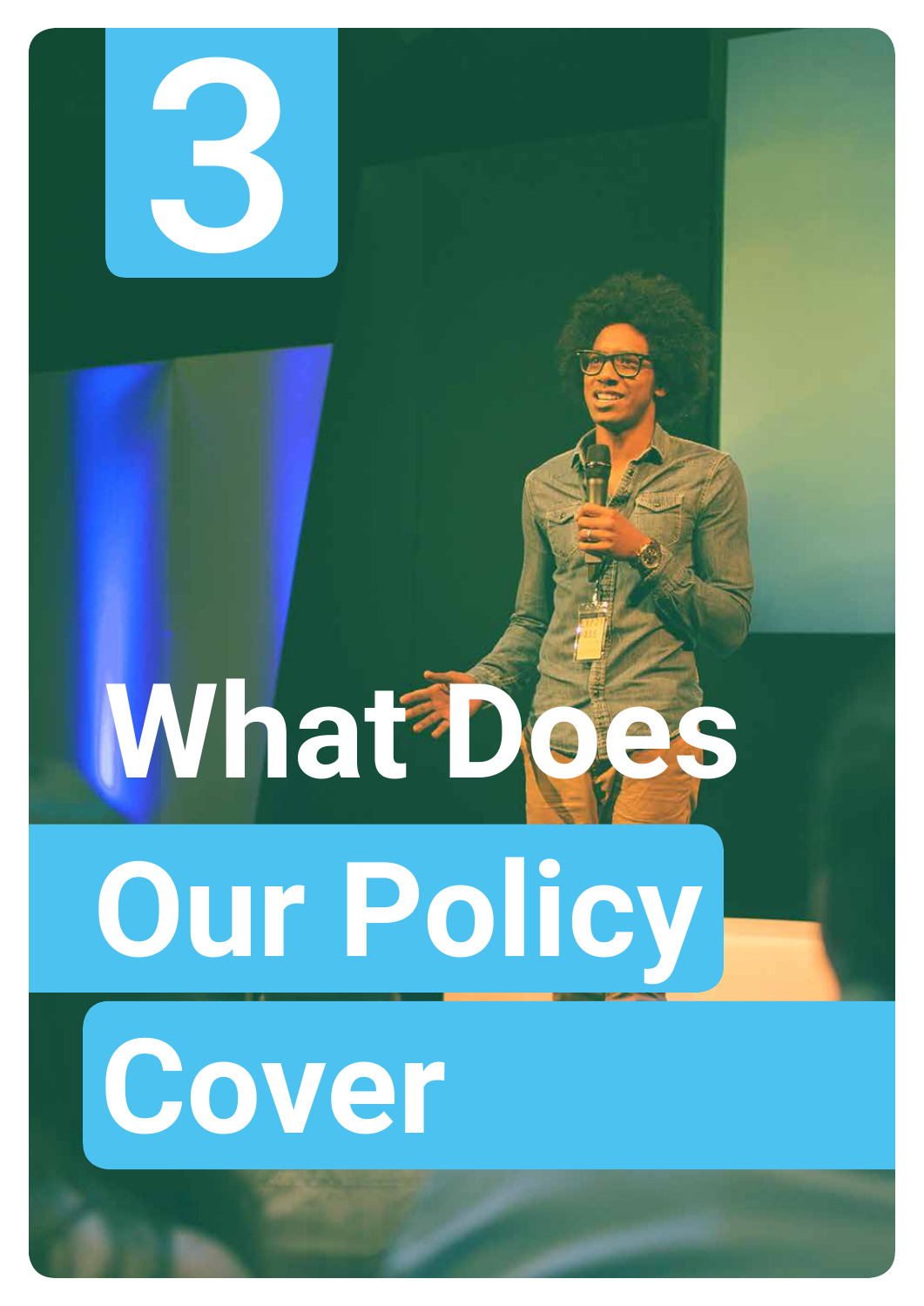# 3

# What Does Our Policy Cover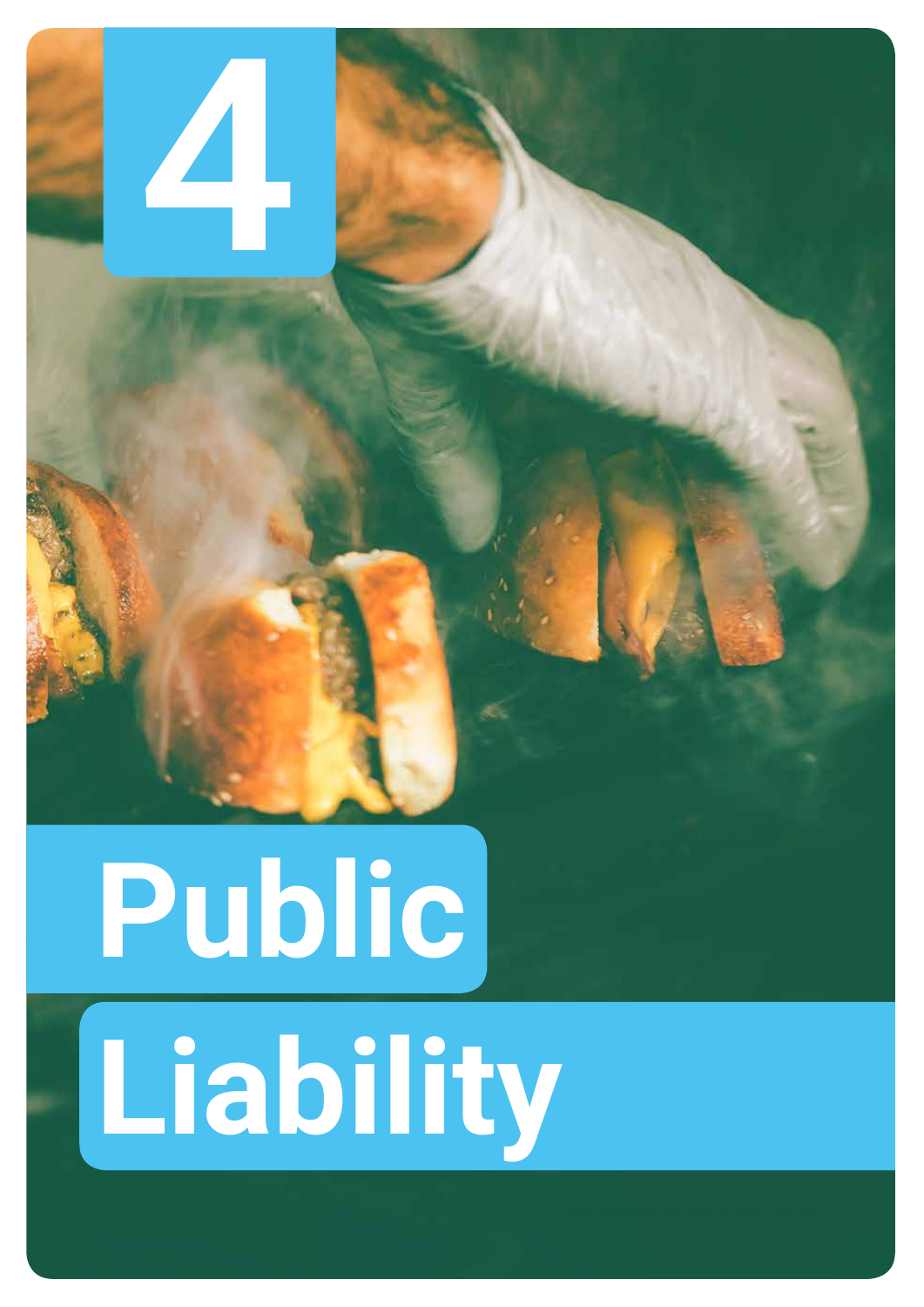# 4

# Public Liability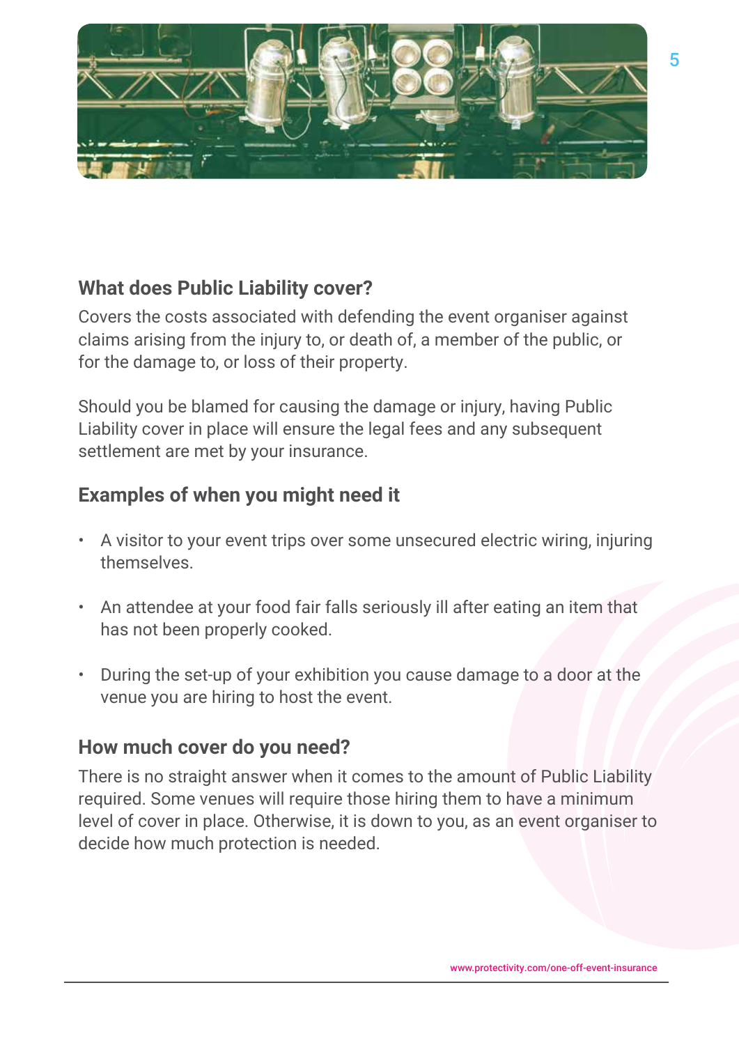## What does Public Liability cover?

Covers the costs associated with defending the event organiser against claims arising from the injury to, or death of, a member of the public, or for the damage to, or loss of their property.

Should you be blamed for causing the damage or injury, having Public Liability cover in place will ensure the legal fees and any subsequent settlement are met by your insurance.

## Examples of when you might need it

- A visitor to your event trips over some unsecured electric wiring, injuring themselves.
- An attendee at your food fair falls seriously ill after eating an item that has not been properly cooked.
- During the set-up of your exhibition you cause damage to a door at the venue you are hiring to host the event.

## How much cover do you need?

There is no straight answer when it comes to the amount of Public Liability required. Some venues will require those hiring them to have a minimum level of cover in place. Otherwise, it is down to you, as an event organiser to decide how much protection is needed.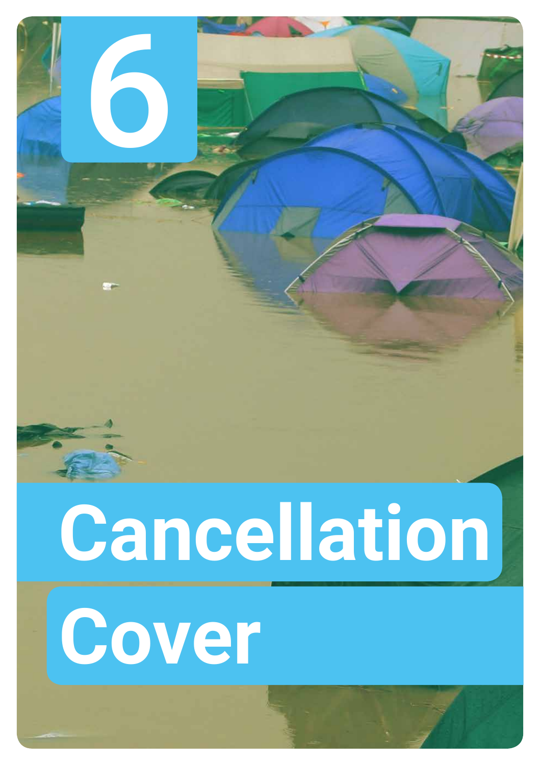# 6

# Cancellation Cover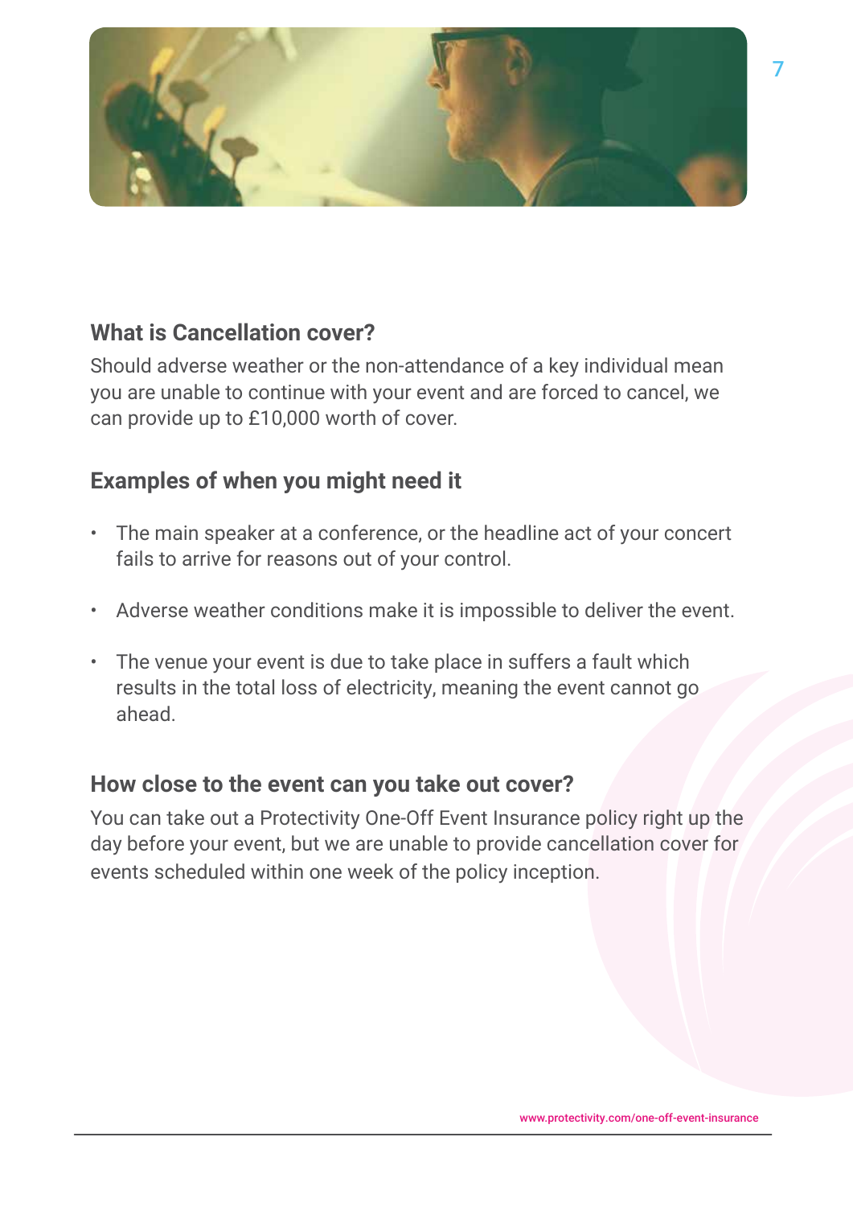## What is Cancellation cover?

Should adverse weather or the non-attendance of a key individual mean you are unable to continue with your event and are forced to cancel, we can provide up to £10,000 worth of cover.

## Examples of when you might need it

- The main speaker at a conference, or the headline act of your concert fails to arrive for reasons out of your control.
- Adverse weather conditions make it is impossible to deliver the event.
- The venue your event is due to take place in suffers a fault which results in the total loss of electricity, meaning the event cannot go ahead.

## How close to the event can you take out cover?

You can take out a Protectivity One-Off Event Insurance policy right up the day before your event, but we are unable to provide cancellation cover for events scheduled within one week of the policy inception.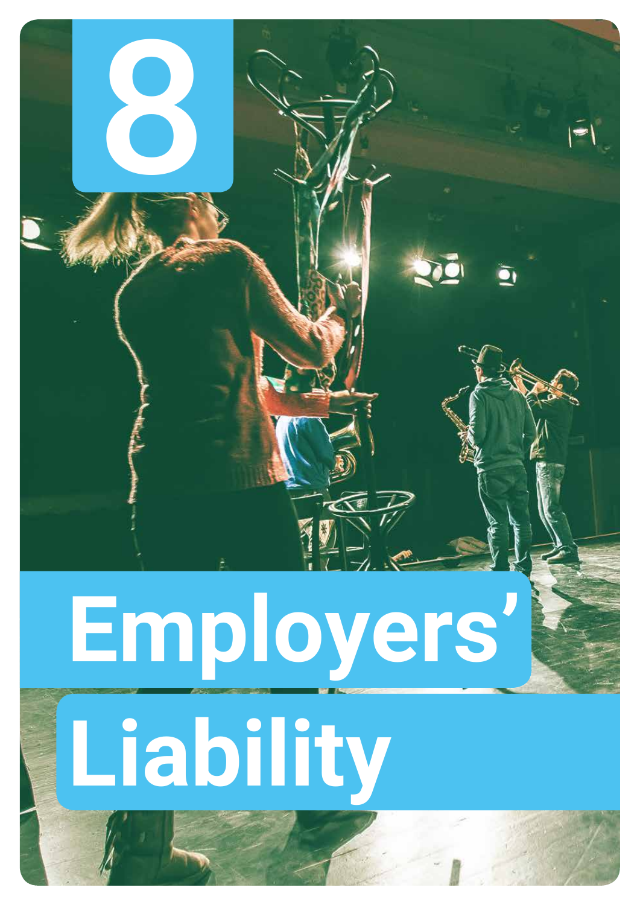# 8

# Employers' Liability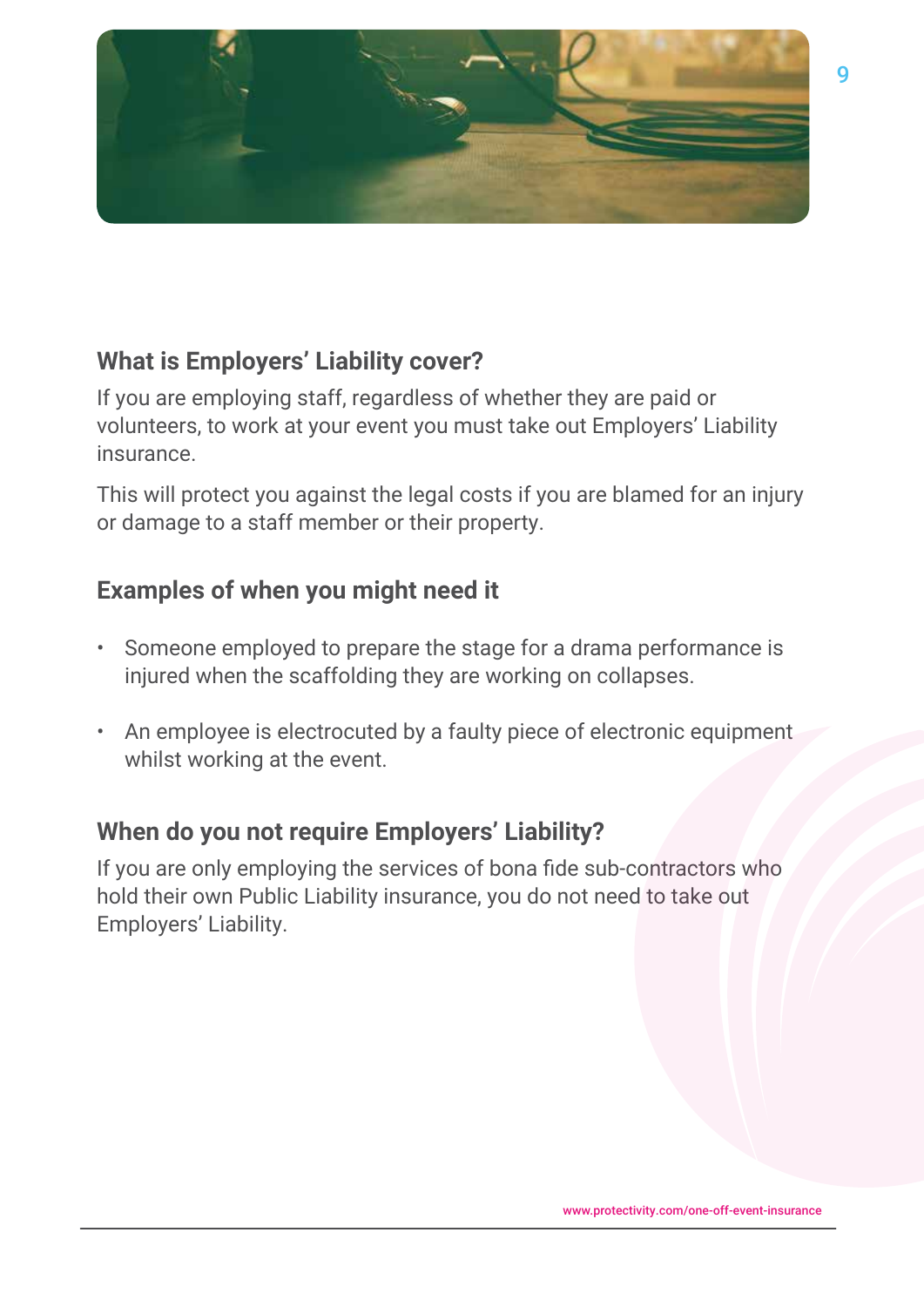## What is Employers' Liability cover?

If you are employing staff, regardless of whether they are paid or volunteers, to work at your event you must take out Employers' Liability insurance.

This will protect you against the legal costs if you are blamed for an injury or damage to a staff member or their property.

## Examples of when you might need it

- Someone employed to prepare the stage for a drama performance is injured when the scaffolding they are working on collapses.
- An employee is electrocuted by a faulty piece of electronic equipment whilst working at the event.

## When do you not require Employers' Liability?

If you are only employing the services of bona fide sub-contractors who hold their own Public Liability insurance, you do not need to take out Employers' Liability.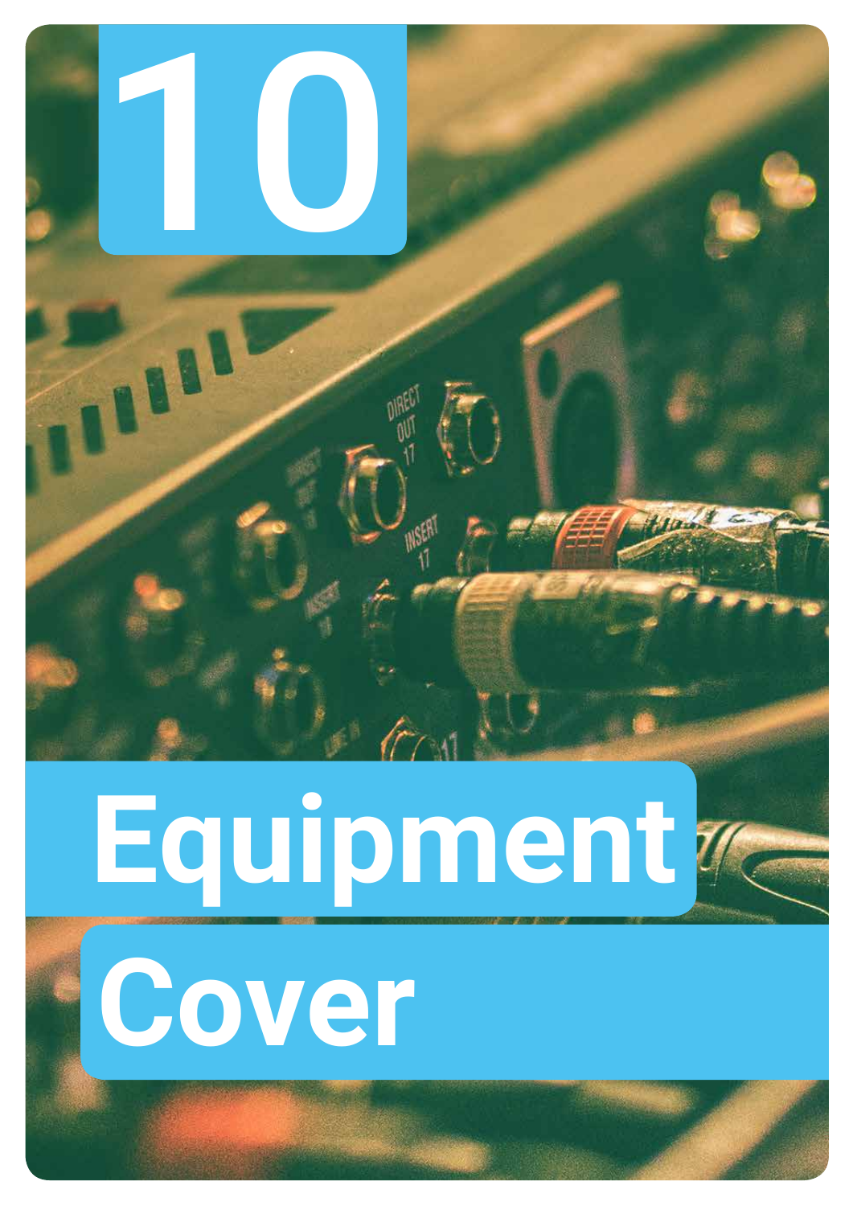# 10

# Equipment Cover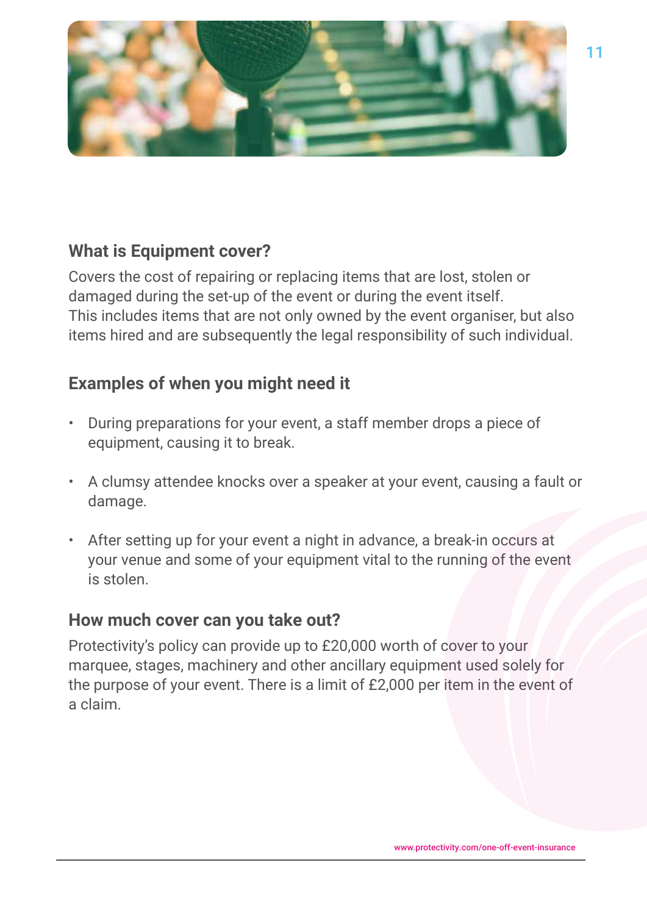## What is Equipment cover?

Covers the cost of repairing or replacing items that are lost, stolen or damaged during the set-up of the event or during the event itself. This includes items that are not only owned by the event organiser, but also items hired and are subsequently the legal responsibility of such individual.

## Examples of when you might need it

- During preparations for your event, a staff member drops a piece of equipment, causing it to break.
- A clumsy attendee knocks over a speaker at your event, causing a fault or damage.
- After setting up for your event a night in advance, a break-in occurs at your venue and some of your equipment vital to the running of the event is stolen.

## How much cover can you take out?

Protectivity's policy can provide up to £20,000 worth of cover to your marquee, stages, machinery and other ancillary equipment used solely for the purpose of your event. There is a limit of £2,000 per item in the event of a claim.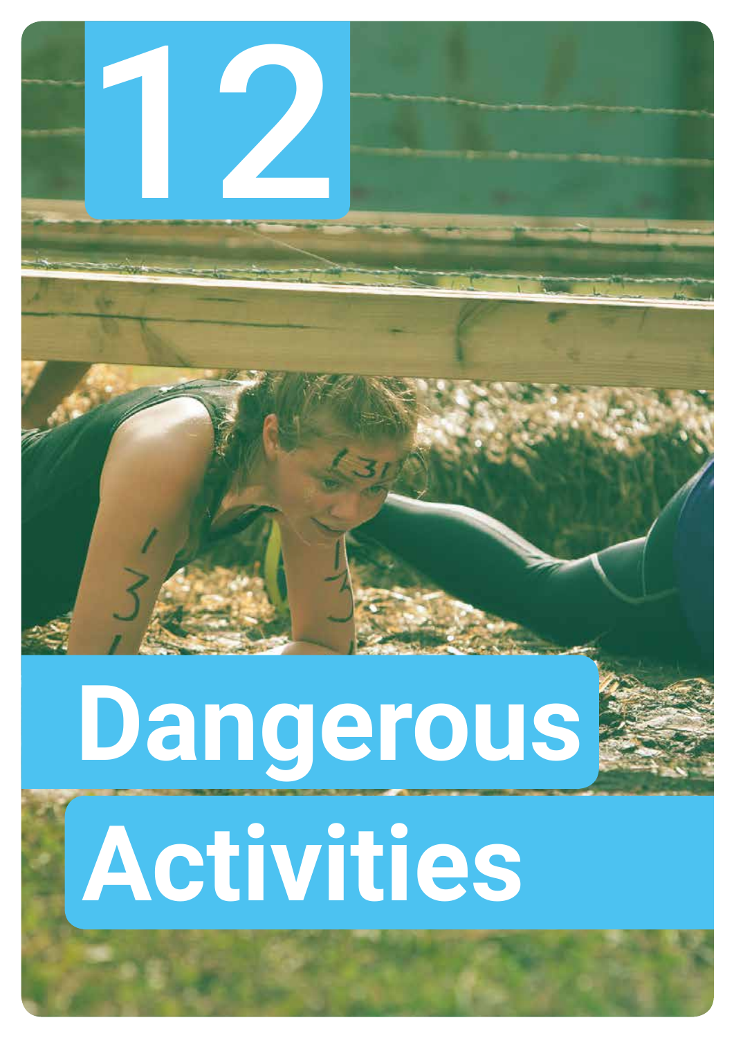# 12

# Dangerous Activities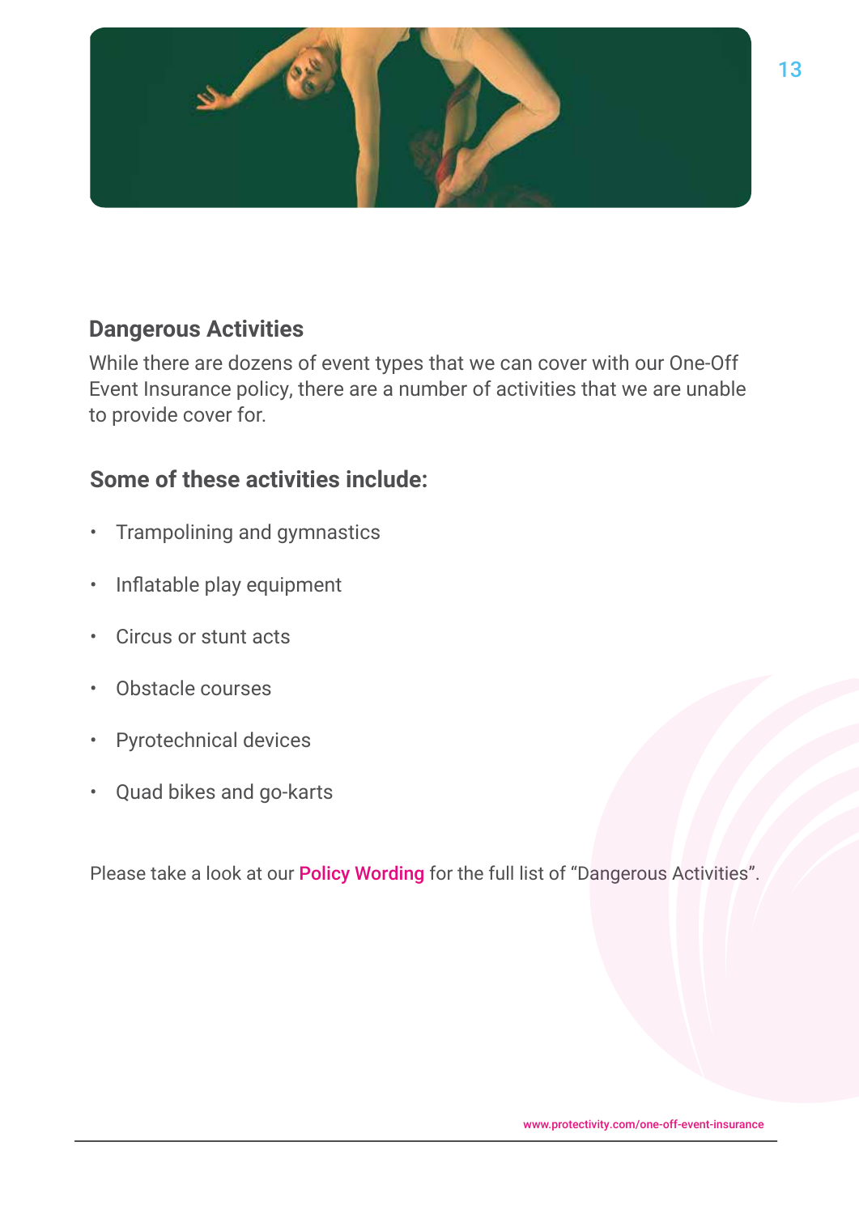## Dangerous Activities

While there are dozens of event types that we can cover with our One-Off Event Insurance policy, there are a number of activities that we are unable to provide cover for.

### Some of these activities include:

- Trampolining and gymnastics
- Inflatable play equipment
- Circus or stunt acts
- Obstacle courses
- Pyrotechnical devices
- Quad bikes and go-karts

Please take a look at our **Policy Wording** for the full list of "Dangerous Activities".

www.protectivity.com/one-off-event-insurance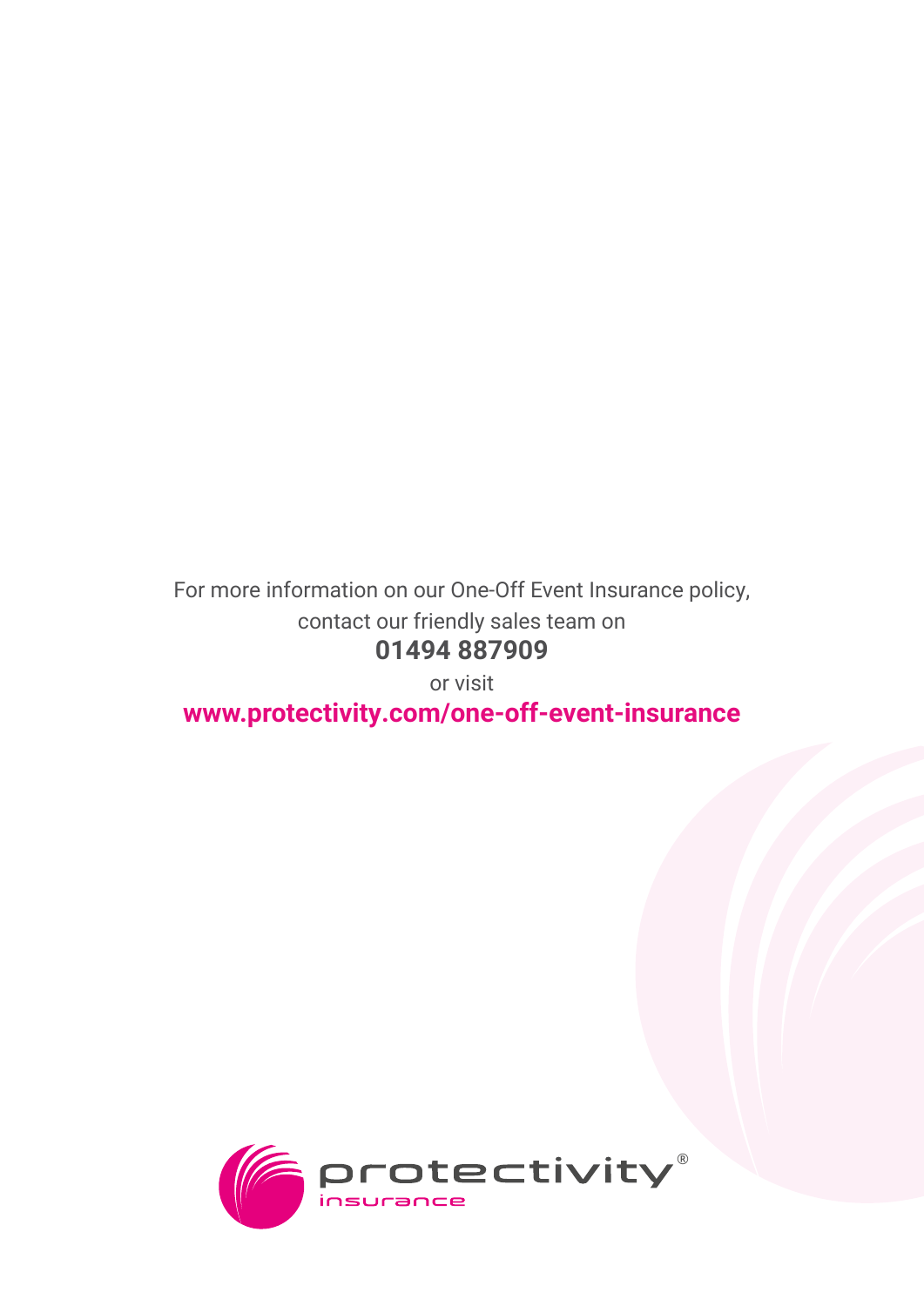For more information on our One-Off Event Insurance policy,
contact our friendly sales team on

**01494 887909**

or visit

**www.protectivity.com/one-off-event-insurance**

protectivity®
insurance